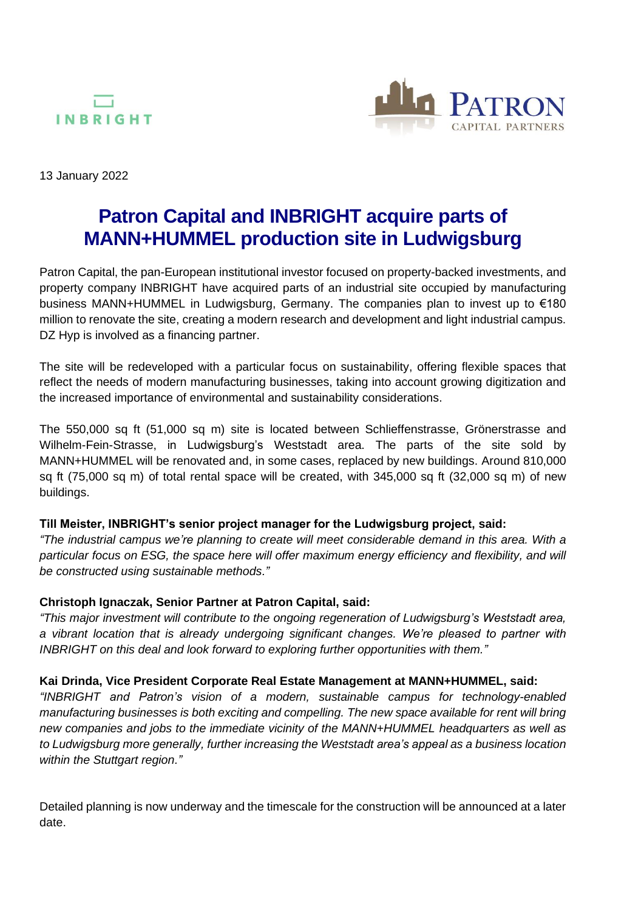INBRIGHT

PATRON CAPITAL PARTNERS

13 January 2022

# Patron Capital and INBRIGHT acquire parts of MANN+HUMMEL production site in Ludwigsburg

Patron Capital, the pan-European institutional investor focused on property-backed investments, and property company INBRIGHT have acquired parts of an industrial site occupied by manufacturing business MANN+HUMMEL in Ludwigsburg, Germany. The companies plan to invest up to €180 million to renovate the site, creating a modern research and development and light industrial campus. DZ Hyp is involved as a financing partner.

The site will be redeveloped with a particular focus on sustainability, offering flexible spaces that reflect the needs of modern manufacturing businesses, taking into account growing digitization and the increased importance of environmental and sustainability considerations.

The 550,000 sq ft (51,000 sq m) site is located between Schlieffenstrasse, Grönerstrasse and Wilhelm-Fein-Strasse, in Ludwigsburg's Weststadt area. The parts of the site sold by MANN+HUMMEL will be renovated and, in some cases, replaced by new buildings. Around 810,000 sq ft (75,000 sq m) of total rental space will be created, with 345,000 sq ft (32,000 sq m) of new buildings.

**Till Meister, INBRIGHT's senior project manager for the Ludwigsburg project, said:**
*"The industrial campus we're planning to create will meet considerable demand in this area. With a particular focus on ESG, the space here will offer maximum energy efficiency and flexibility, and will be constructed using sustainable methods."*

**Christoph Ignaczak, Senior Partner at Patron Capital, said:**
*"This major investment will contribute to the ongoing regeneration of Ludwigsburg's Weststadt area, a vibrant location that is already undergoing significant changes. We're pleased to partner with INBRIGHT on this deal and look forward to exploring further opportunities with them."*

**Kai Drinda, Vice President Corporate Real Estate Management at MANN+HUMMEL, said:**
*"INBRIGHT and Patron's vision of a modern, sustainable campus for technology-enabled manufacturing businesses is both exciting and compelling. The new space available for rent will bring new companies and jobs to the immediate vicinity of the MANN+HUMMEL headquarters as well as to Ludwigsburg more generally, further increasing the Weststadt area's appeal as a business location within the Stuttgart region."*

Detailed planning is now underway and the timescale for the construction will be announced at a later date.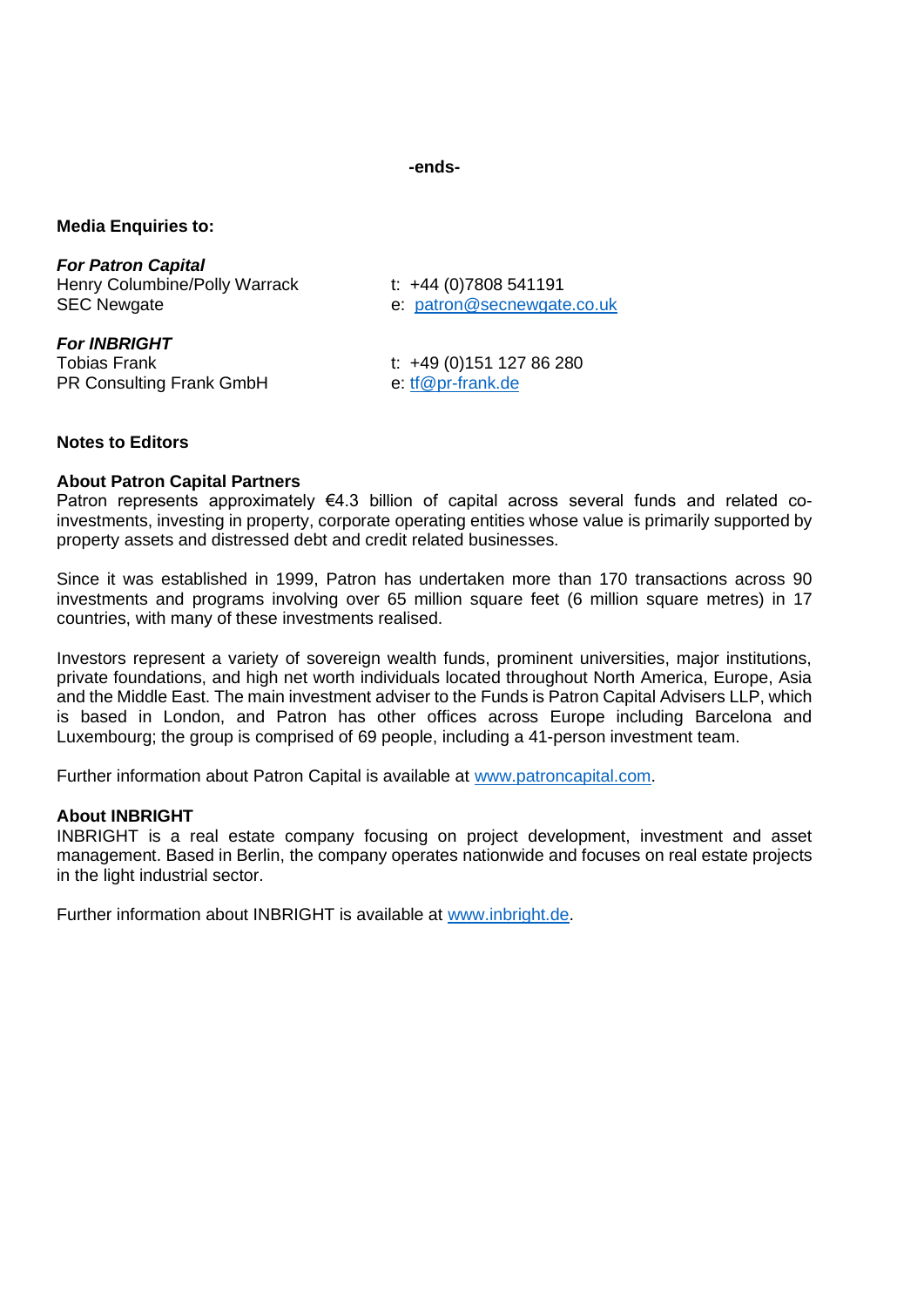**-ends-**

**Media Enquiries to:**

***For Patron Capital***

Henry Columbine/Polly Warrack — t: +44 (0)7808 541191

SEC Newgate — e: patron@secnewgate.co.uk

***For INBRIGHT***

Tobias Frank — t: +49 (0)151 127 86 280

PR Consulting Frank GmbH — e: tf@pr-frank.de

**Notes to Editors**

**About Patron Capital Partners**

Patron represents approximately €4.3 billion of capital across several funds and related co-investments, investing in property, corporate operating entities whose value is primarily supported by property assets and distressed debt and credit related businesses.

Since it was established in 1999, Patron has undertaken more than 170 transactions across 90 investments and programs involving over 65 million square feet (6 million square metres) in 17 countries, with many of these investments realised.

Investors represent a variety of sovereign wealth funds, prominent universities, major institutions, private foundations, and high net worth individuals located throughout North America, Europe, Asia and the Middle East. The main investment adviser to the Funds is Patron Capital Advisers LLP, which is based in London, and Patron has other offices across Europe including Barcelona and Luxembourg; the group is comprised of 69 people, including a 41-person investment team.

Further information about Patron Capital is available at www.patroncapital.com.

**About INBRIGHT**

INBRIGHT is a real estate company focusing on project development, investment and asset management. Based in Berlin, the company operates nationwide and focuses on real estate projects in the light industrial sector.

Further information about INBRIGHT is available at www.inbright.de.